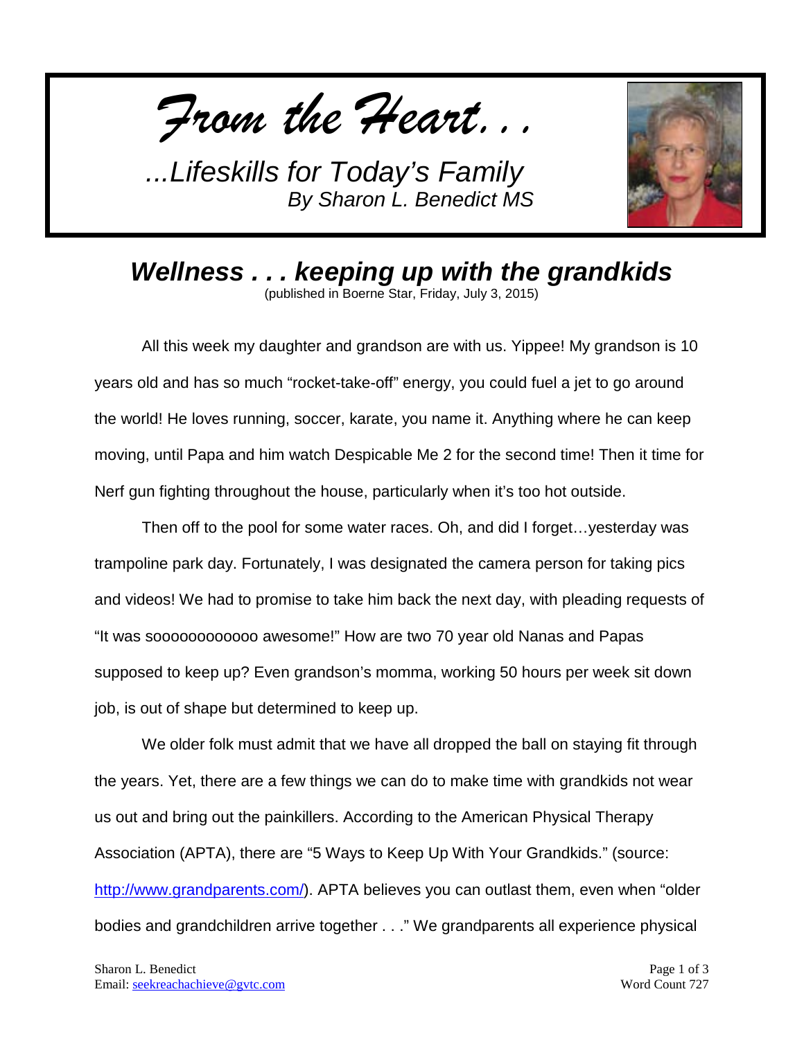*From the Heart...*

*...Lifeskills for Today's Family*
*By Sharon L. Benedict MS*

## *Wellness . . . keeping up with the grandkids*

(published in Boerne Star, Friday, July 3, 2015)

All this week my daughter and grandson are with us. Yippee! My grandson is 10 years old and has so much "rocket-take-off" energy, you could fuel a jet to go around the world! He loves running, soccer, karate, you name it. Anything where he can keep moving, until Papa and him watch Despicable Me 2 for the second time! Then it time for Nerf gun fighting throughout the house, particularly when it's too hot outside.

Then off to the pool for some water races. Oh, and did I forget…yesterday was trampoline park day. Fortunately, I was designated the camera person for taking pics and videos! We had to promise to take him back the next day, with pleading requests of "It was soooooooooooo awesome!" How are two 70 year old Nanas and Papas supposed to keep up? Even grandson's momma, working 50 hours per week sit down job, is out of shape but determined to keep up.

We older folk must admit that we have all dropped the ball on staying fit through the years. Yet, there are a few things we can do to make time with grandkids not wear us out and bring out the painkillers. According to the American Physical Therapy Association (APTA), there are "5 Ways to Keep Up With Your Grandkids." (source: http://www.grandparents.com/). APTA believes you can outlast them, even when "older bodies and grandchildren arrive together . . ." We grandparents all experience physical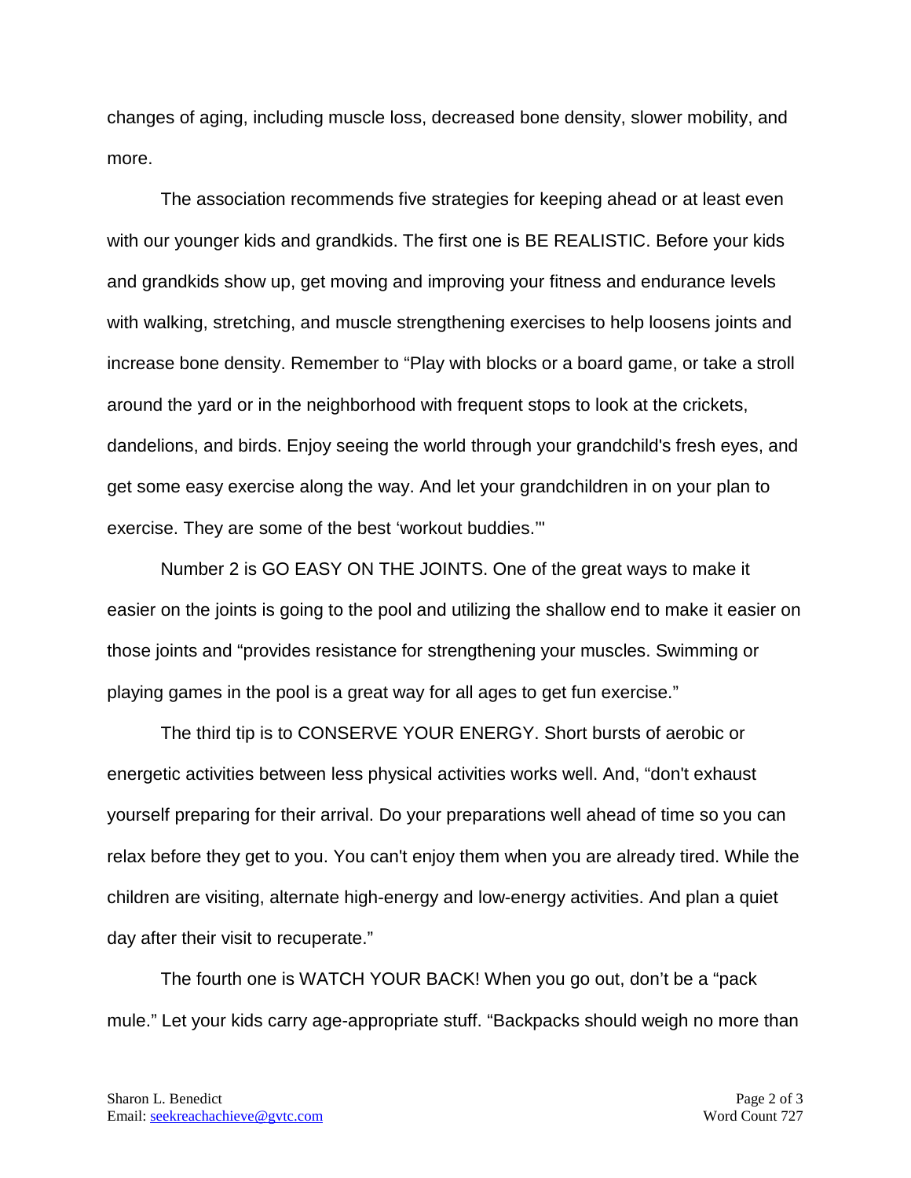changes of aging, including muscle loss, decreased bone density, slower mobility, and more.

The association recommends five strategies for keeping ahead or at least even with our younger kids and grandkids. The first one is BE REALISTIC. Before your kids and grandkids show up, get moving and improving your fitness and endurance levels with walking, stretching, and muscle strengthening exercises to help loosens joints and increase bone density. Remember to "Play with blocks or a board game, or take a stroll around the yard or in the neighborhood with frequent stops to look at the crickets, dandelions, and birds. Enjoy seeing the world through your grandchild's fresh eyes, and get some easy exercise along the way. And let your grandchildren in on your plan to exercise. They are some of the best 'workout buddies.'"

Number 2 is GO EASY ON THE JOINTS. One of the great ways to make it easier on the joints is going to the pool and utilizing the shallow end to make it easier on those joints and "provides resistance for strengthening your muscles. Swimming or playing games in the pool is a great way for all ages to get fun exercise."

The third tip is to CONSERVE YOUR ENERGY. Short bursts of aerobic or energetic activities between less physical activities works well. And, "don't exhaust yourself preparing for their arrival. Do your preparations well ahead of time so you can relax before they get to you. You can't enjoy them when you are already tired. While the children are visiting, alternate high-energy and low-energy activities. And plan a quiet day after their visit to recuperate."

The fourth one is WATCH YOUR BACK! When you go out, don't be a "pack mule." Let your kids carry age-appropriate stuff. "Backpacks should weigh no more than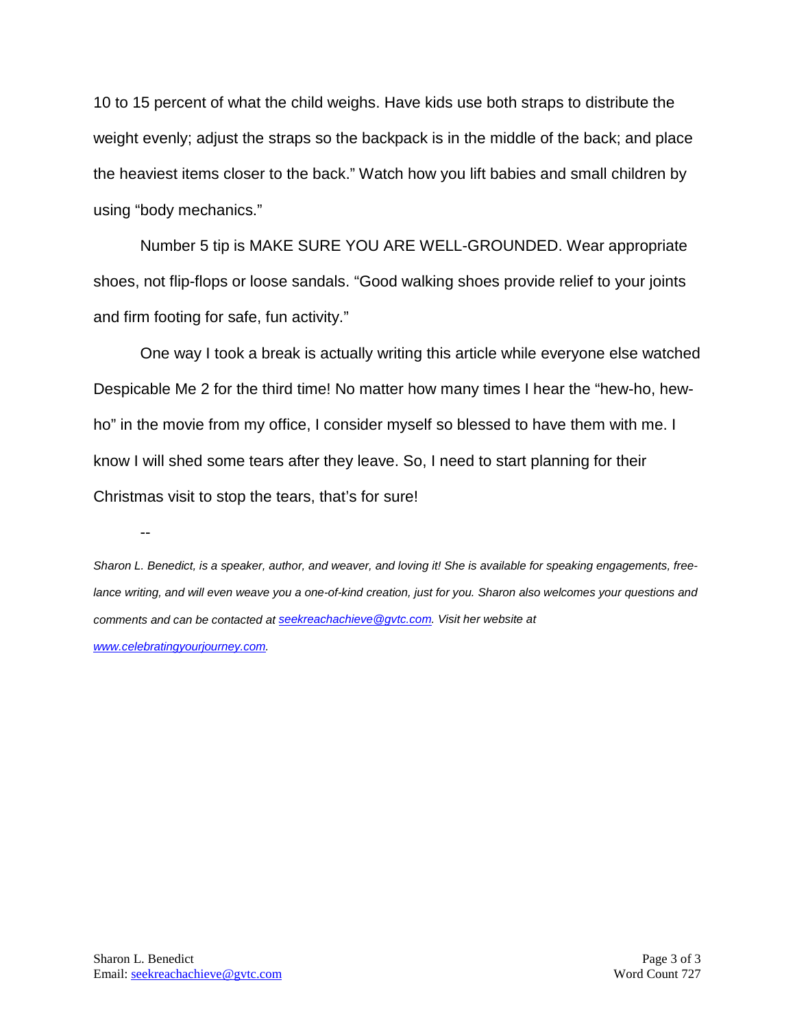10 to 15 percent of what the child weighs. Have kids use both straps to distribute the weight evenly; adjust the straps so the backpack is in the middle of the back; and place the heaviest items closer to the back." Watch how you lift babies and small children by using "body mechanics."

Number 5 tip is MAKE SURE YOU ARE WELL-GROUNDED. Wear appropriate shoes, not flip-flops or loose sandals. "Good walking shoes provide relief to your joints and firm footing for safe, fun activity."

One way I took a break is actually writing this article while everyone else watched Despicable Me 2 for the third time! No matter how many times I hear the "hew-ho, hew-ho" in the movie from my office, I consider myself so blessed to have them with me. I know I will shed some tears after they leave. So, I need to start planning for their Christmas visit to stop the tears, that's for sure!

--

*Sharon L. Benedict, is a speaker, author, and weaver, and loving it! She is available for speaking engagements, free-lance writing, and will even weave you a one-of-kind creation, just for you. Sharon also welcomes your questions and comments and can be contacted at [seekreachachieve@gvtc.com](mailto:seekreachachieve@gvtc.com). Visit her website at [www.celebratingyourjourney.com](http://www.celebratingyourjourney.com).*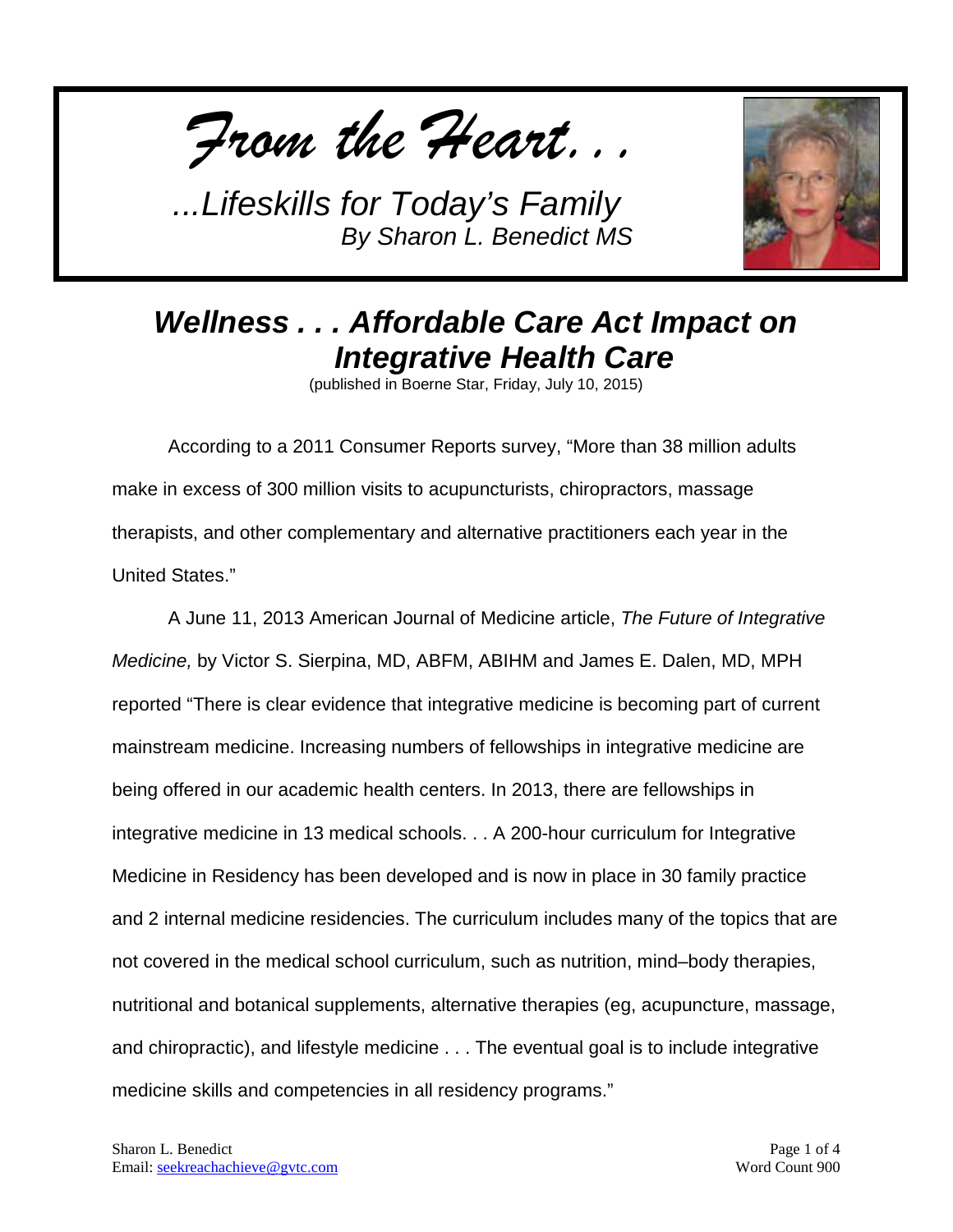*From the Heart...*

*...Lifeskills for Today's Family*
*By Sharon L. Benedict MS*

# *Wellness . . . Affordable Care Act Impact on Integrative Health Care*

(published in Boerne Star, Friday, July 10, 2015)

According to a 2011 Consumer Reports survey, "More than 38 million adults make in excess of 300 million visits to acupuncturists, chiropractors, massage therapists, and other complementary and alternative practitioners each year in the United States."

A June 11, 2013 American Journal of Medicine article, *The Future of Integrative Medicine,* by Victor S. Sierpina, MD, ABFM, ABIHM and James E. Dalen, MD, MPH reported "There is clear evidence that integrative medicine is becoming part of current mainstream medicine. Increasing numbers of fellowships in integrative medicine are being offered in our academic health centers. In 2013, there are fellowships in integrative medicine in 13 medical schools. . . A 200-hour curriculum for Integrative Medicine in Residency has been developed and is now in place in 30 family practice and 2 internal medicine residencies. The curriculum includes many of the topics that are not covered in the medical school curriculum, such as nutrition, mind–body therapies, nutritional and botanical supplements, alternative therapies (eg, acupuncture, massage, and chiropractic), and lifestyle medicine . . . The eventual goal is to include integrative medicine skills and competencies in all residency programs."

Sharon L. Benedict
Email: seekreachachieve@gvtc.com

Word Count 900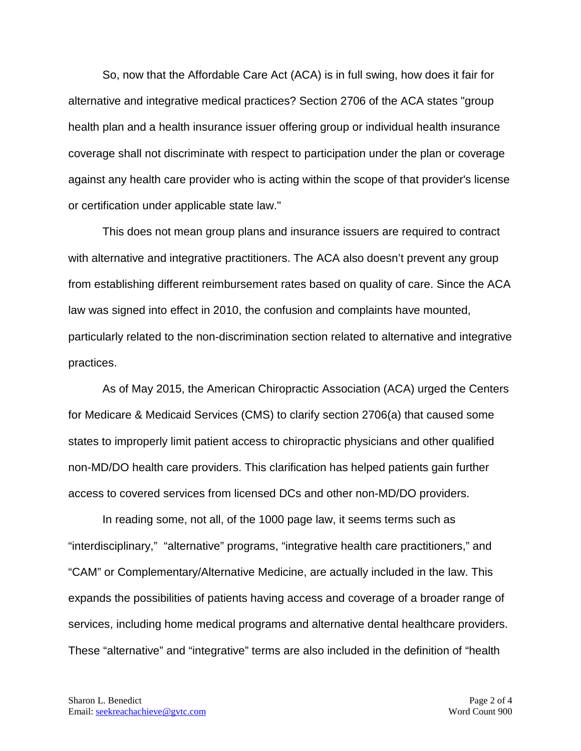So, now that the Affordable Care Act (ACA) is in full swing, how does it fair for alternative and integrative medical practices? Section 2706 of the ACA states "group health plan and a health insurance issuer offering group or individual health insurance coverage shall not discriminate with respect to participation under the plan or coverage against any health care provider who is acting within the scope of that provider's license or certification under applicable state law."

This does not mean group plans and insurance issuers are required to contract with alternative and integrative practitioners. The ACA also doesn't prevent any group from establishing different reimbursement rates based on quality of care. Since the ACA law was signed into effect in 2010, the confusion and complaints have mounted, particularly related to the non-discrimination section related to alternative and integrative practices.

As of May 2015, the American Chiropractic Association (ACA) urged the Centers for Medicare & Medicaid Services (CMS) to clarify section 2706(a) that caused some states to improperly limit patient access to chiropractic physicians and other qualified non-MD/DO health care providers. This clarification has helped patients gain further access to covered services from licensed DCs and other non-MD/DO providers.

In reading some, not all, of the 1000 page law, it seems terms such as "interdisciplinary," "alternative" programs, "integrative health care practitioners," and "CAM" or Complementary/Alternative Medicine, are actually included in the law. This expands the possibilities of patients having access and coverage of a broader range of services, including home medical programs and alternative dental healthcare providers. These "alternative" and "integrative" terms are also included in the definition of "health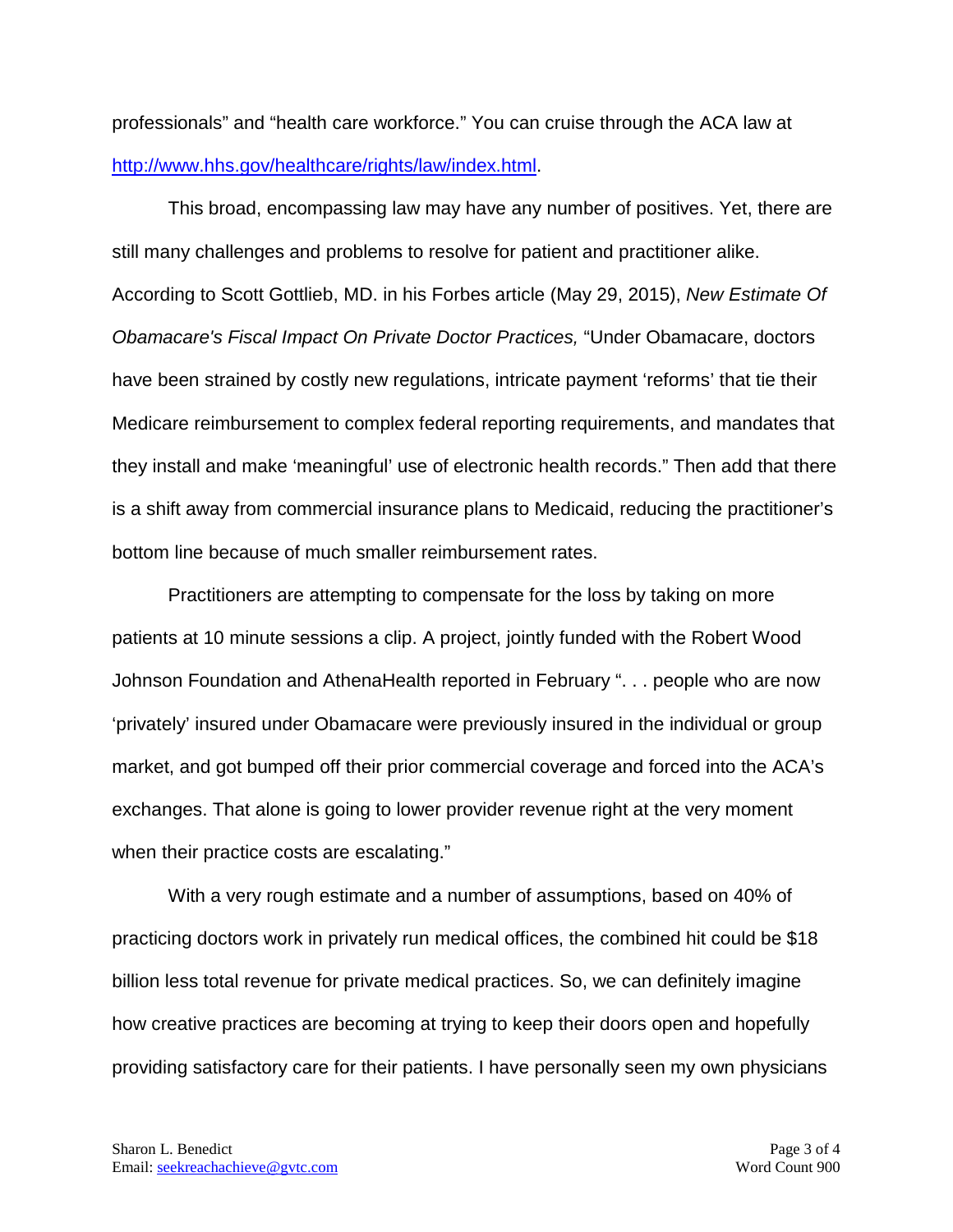professionals" and "health care workforce." You can cruise through the ACA law at [http://www.hhs.gov/healthcare/rights/law/index.html](http://www.hhs.gov/healthcare/rights/law/index.html).

This broad, encompassing law may have any number of positives. Yet, there are still many challenges and problems to resolve for patient and practitioner alike. According to Scott Gottlieb, MD. in his Forbes article (May 29, 2015), *New Estimate Of Obamacare's Fiscal Impact On Private Doctor Practices,* "Under Obamacare, doctors have been strained by costly new regulations, intricate payment 'reforms' that tie their Medicare reimbursement to complex federal reporting requirements, and mandates that they install and make 'meaningful' use of electronic health records." Then add that there is a shift away from commercial insurance plans to Medicaid, reducing the practitioner's bottom line because of much smaller reimbursement rates.

Practitioners are attempting to compensate for the loss by taking on more patients at 10 minute sessions a clip. A project, jointly funded with the Robert Wood Johnson Foundation and AthenaHealth reported in February ". . . people who are now 'privately' insured under Obamacare were previously insured in the individual or group market, and got bumped off their prior commercial coverage and forced into the ACA's exchanges. That alone is going to lower provider revenue right at the very moment when their practice costs are escalating."

With a very rough estimate and a number of assumptions, based on 40% of practicing doctors work in privately run medical offices, the combined hit could be $18 billion less total revenue for private medical practices. So, we can definitely imagine how creative practices are becoming at trying to keep their doors open and hopefully providing satisfactory care for their patients. I have personally seen my own physicians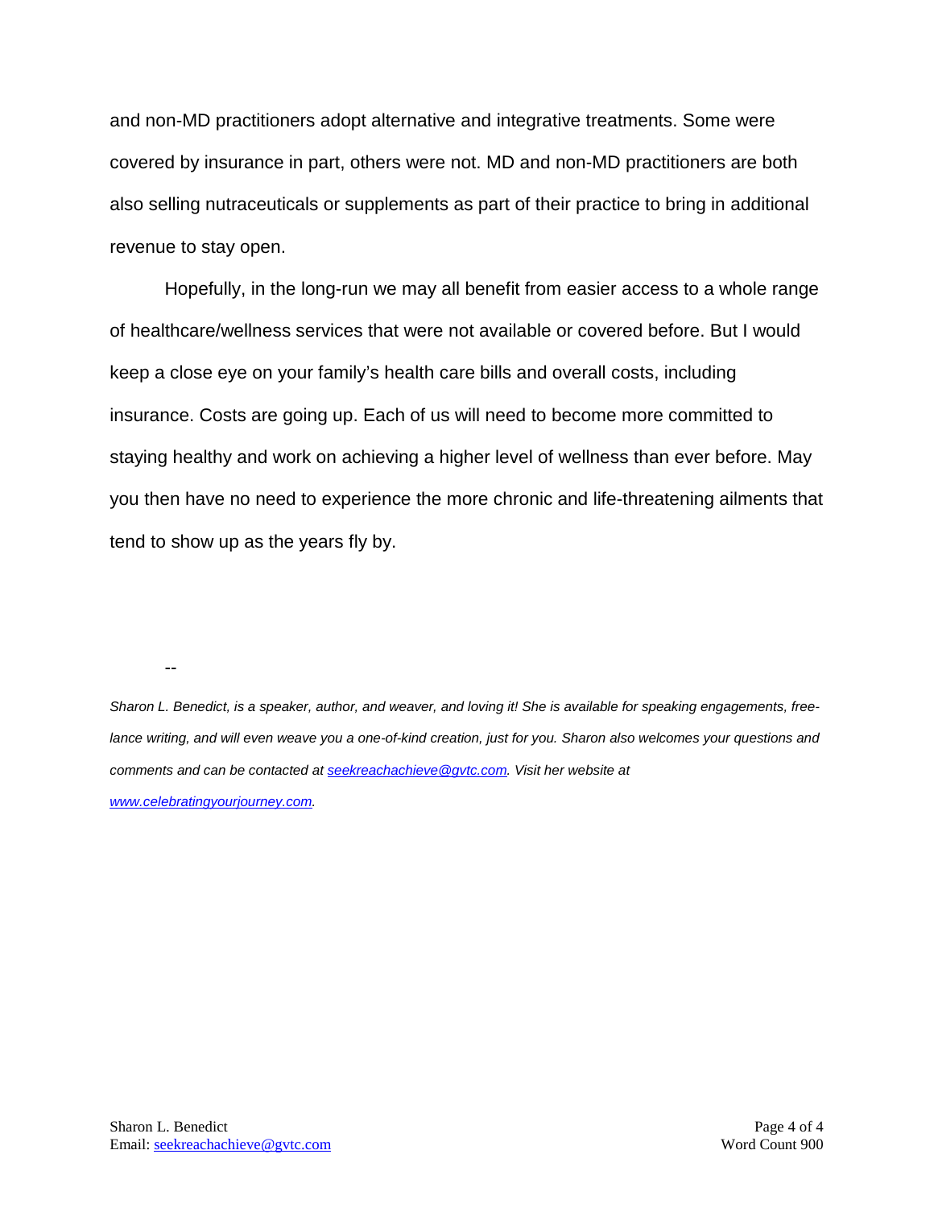and non-MD practitioners adopt alternative and integrative treatments. Some were covered by insurance in part, others were not. MD and non-MD practitioners are both also selling nutraceuticals or supplements as part of their practice to bring in additional revenue to stay open.

Hopefully, in the long-run we may all benefit from easier access to a whole range of healthcare/wellness services that were not available or covered before. But I would keep a close eye on your family's health care bills and overall costs, including insurance. Costs are going up. Each of us will need to become more committed to staying healthy and work on achieving a higher level of wellness than ever before. May you then have no need to experience the more chronic and life-threatening ailments that tend to show up as the years fly by.

--

*Sharon L. Benedict, is a speaker, author, and weaver, and loving it! She is available for speaking engagements, free-lance writing, and will even weave you a one-of-kind creation, just for you. Sharon also welcomes your questions and comments and can be contacted at [seekreachachieve@gvtc.com](mailto:seekreachachieve@gvtc.com). Visit her website at [www.celebratingyourjourney.com](http://www.celebratingyourjourney.com).*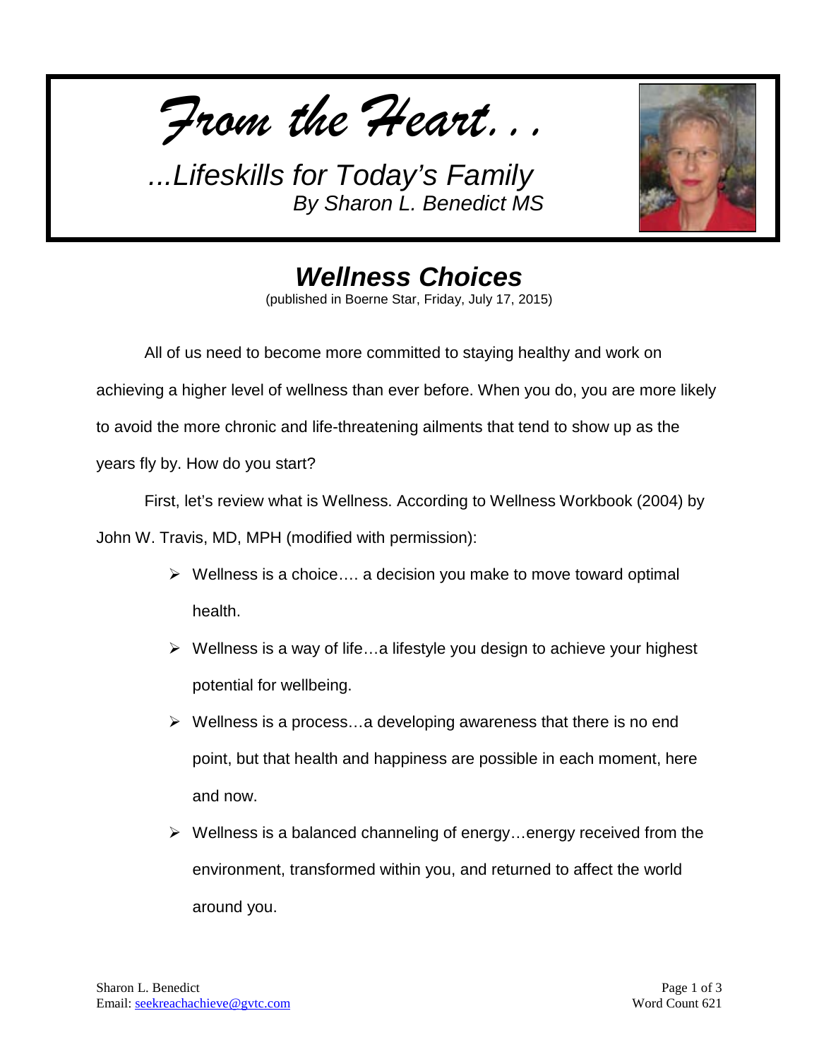*From the Heart...*

*...Lifeskills for Today's Family*
*By Sharon L. Benedict MS*

## *Wellness Choices*

(published in Boerne Star, Friday, July 17, 2015)

All of us need to become more committed to staying healthy and work on achieving a higher level of wellness than ever before. When you do, you are more likely to avoid the more chronic and life-threatening ailments that tend to show up as the years fly by. How do you start?

First, let's review what is Wellness. According to Wellness Workbook (2004) by John W. Travis, MD, MPH (modified with permission):

- Wellness is a choice…. a decision you make to move toward optimal health.
- Wellness is a way of life…a lifestyle you design to achieve your highest potential for wellbeing.
- Wellness is a process…a developing awareness that there is no end point, but that health and happiness are possible in each moment, here and now.
- Wellness is a balanced channeling of energy…energy received from the environment, transformed within you, and returned to affect the world around you.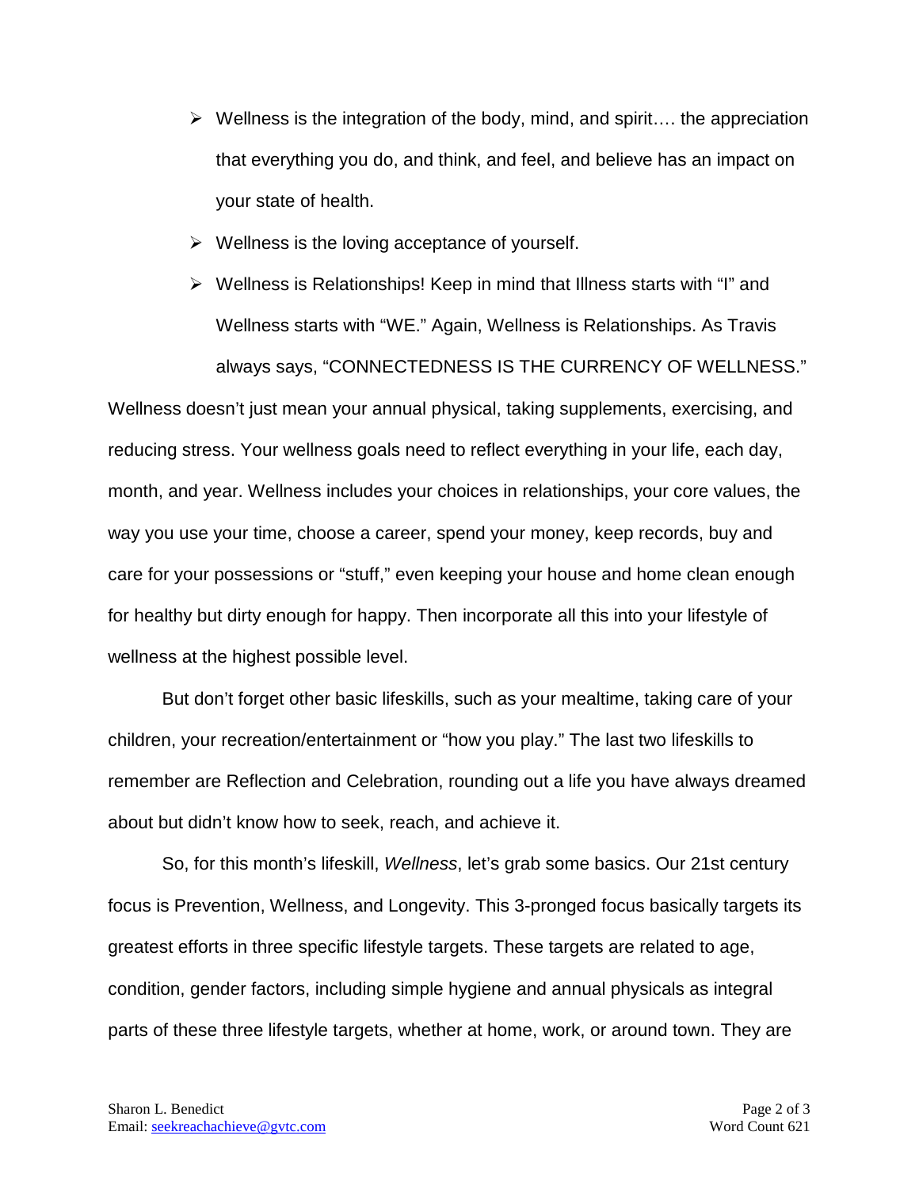- Wellness is the integration of the body, mind, and spirit…. the appreciation that everything you do, and think, and feel, and believe has an impact on your state of health.
- Wellness is the loving acceptance of yourself.
- Wellness is Relationships! Keep in mind that Illness starts with "I" and Wellness starts with "WE." Again, Wellness is Relationships. As Travis always says, "CONNECTEDNESS IS THE CURRENCY OF WELLNESS."

Wellness doesn't just mean your annual physical, taking supplements, exercising, and reducing stress. Your wellness goals need to reflect everything in your life, each day, month, and year. Wellness includes your choices in relationships, your core values, the way you use your time, choose a career, spend your money, keep records, buy and care for your possessions or "stuff," even keeping your house and home clean enough for healthy but dirty enough for happy. Then incorporate all this into your lifestyle of wellness at the highest possible level.

But don't forget other basic lifeskills, such as your mealtime, taking care of your children, your recreation/entertainment or "how you play." The last two lifeskills to remember are Reflection and Celebration, rounding out a life you have always dreamed about but didn't know how to seek, reach, and achieve it.

So, for this month's lifeskill, *Wellness*, let's grab some basics. Our 21st century focus is Prevention, Wellness, and Longevity. This 3-pronged focus basically targets its greatest efforts in three specific lifestyle targets. These targets are related to age, condition, gender factors, including simple hygiene and annual physicals as integral parts of these three lifestyle targets, whether at home, work, or around town. They are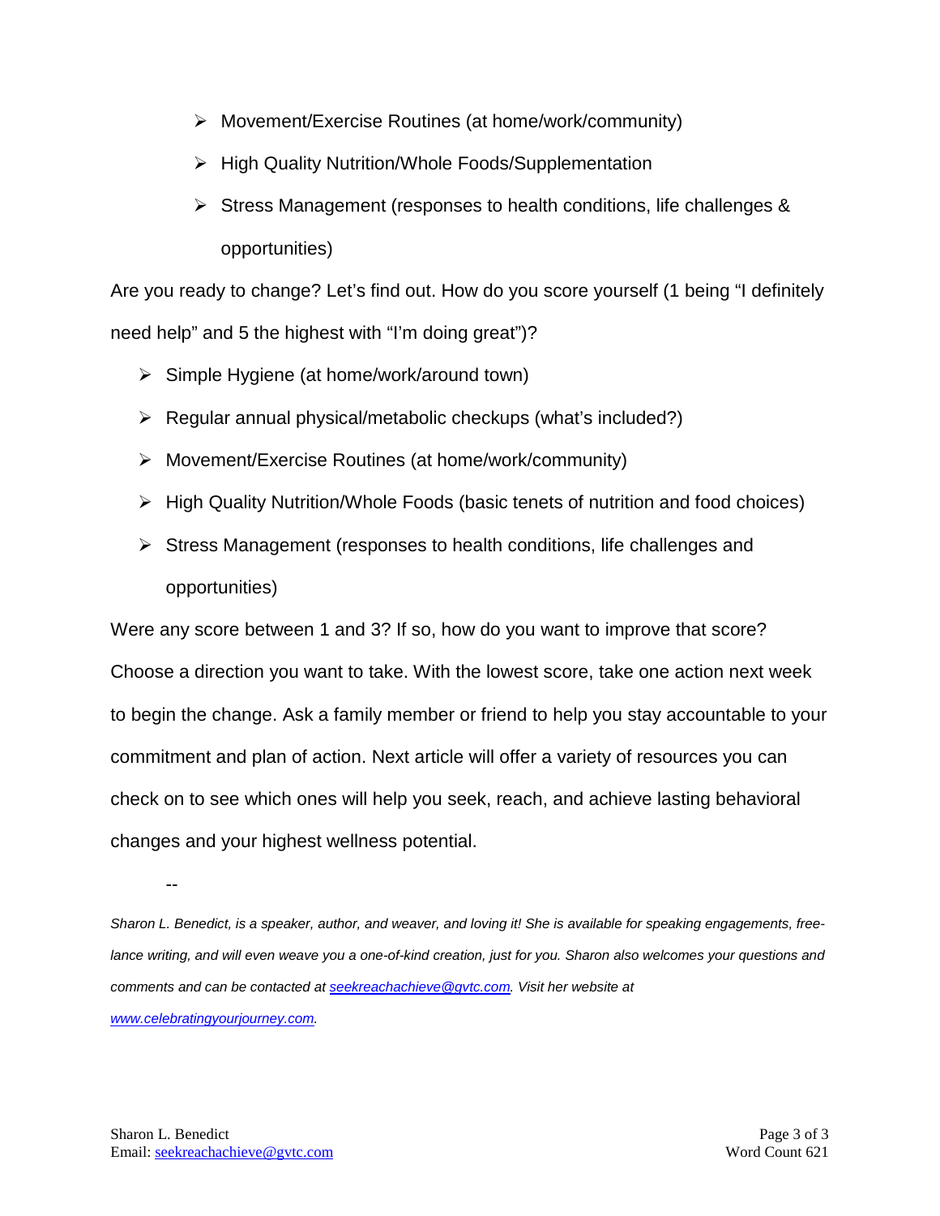- Movement/Exercise Routines (at home/work/community)
- High Quality Nutrition/Whole Foods/Supplementation
- Stress Management (responses to health conditions, life challenges & opportunities)

Are you ready to change? Let's find out. How do you score yourself (1 being "I definitely need help" and 5 the highest with "I'm doing great")?

- Simple Hygiene (at home/work/around town)
- Regular annual physical/metabolic checkups (what's included?)
- Movement/Exercise Routines (at home/work/community)
- High Quality Nutrition/Whole Foods (basic tenets of nutrition and food choices)
- Stress Management (responses to health conditions, life challenges and opportunities)

Were any score between 1 and 3? If so, how do you want to improve that score? Choose a direction you want to take. With the lowest score, take one action next week to begin the change. Ask a family member or friend to help you stay accountable to your commitment and plan of action. Next article will offer a variety of resources you can check on to see which ones will help you seek, reach, and achieve lasting behavioral changes and your highest wellness potential.

--

*Sharon L. Benedict, is a speaker, author, and weaver, and loving it! She is available for speaking engagements, free-lance writing, and will even weave you a one-of-kind creation, just for you. Sharon also welcomes your questions and comments and can be contacted at [seekreachachieve@gvtc.com](mailto:seekreachachieve@gvtc.com). Visit her website at [www.celebratingyourjourney.com](http://www.celebratingyourjourney.com).*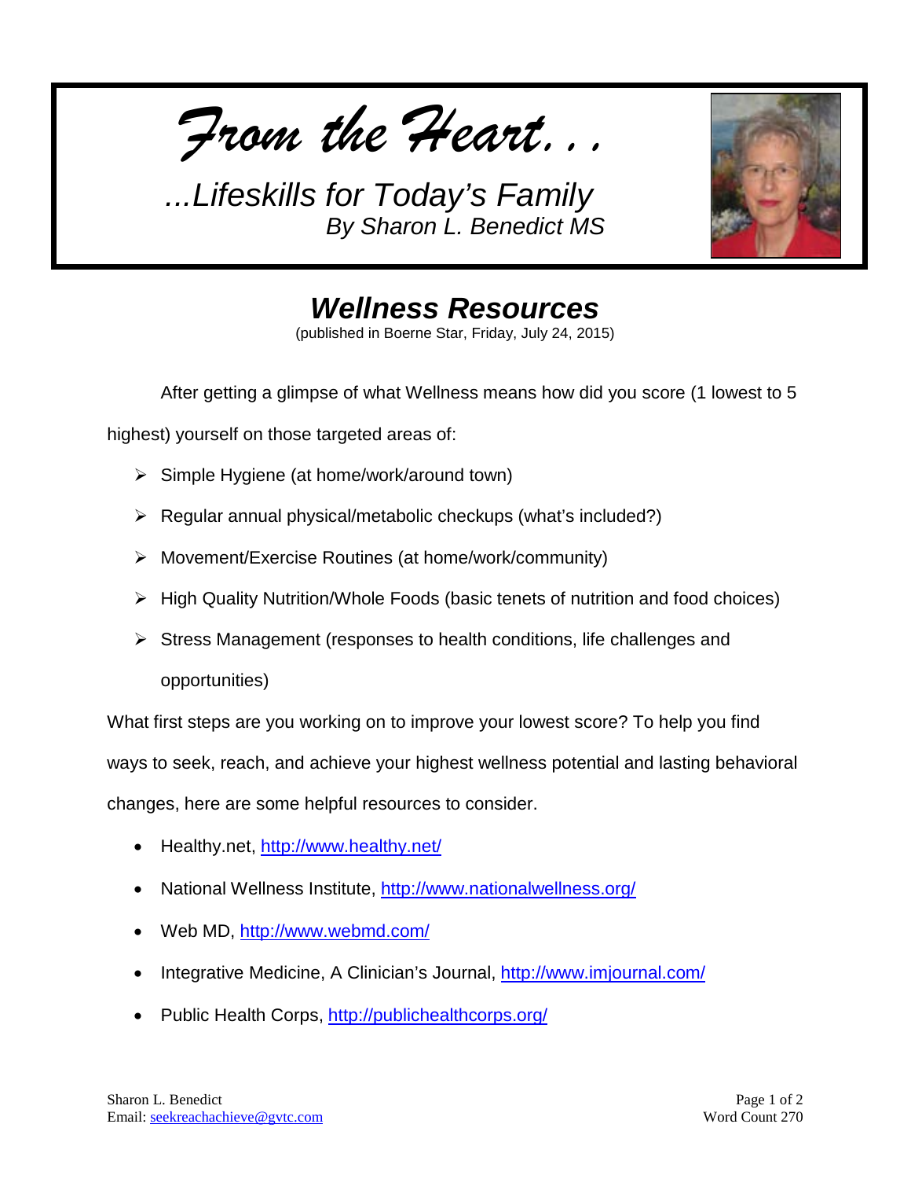*From the Heart. . .*

*...Lifeskills for Today's Family*
*By Sharon L. Benedict MS*

# *Wellness Resources*

(published in Boerne Star, Friday, July 24, 2015)

After getting a glimpse of what Wellness means how did you score (1 lowest to 5 highest) yourself on those targeted areas of:

- Simple Hygiene (at home/work/around town)
- Regular annual physical/metabolic checkups (what's included?)
- Movement/Exercise Routines (at home/work/community)
- High Quality Nutrition/Whole Foods (basic tenets of nutrition and food choices)
- Stress Management (responses to health conditions, life challenges and opportunities)

What first steps are you working on to improve your lowest score? To help you find ways to seek, reach, and achieve your highest wellness potential and lasting behavioral changes, here are some helpful resources to consider.

- Healthy.net, http://www.healthy.net/
- National Wellness Institute, http://www.nationalwellness.org/
- Web MD, http://www.webmd.com/
- Integrative Medicine, A Clinician's Journal, http://www.imjournal.com/
- Public Health Corps, http://publichealthcorps.org/

Sharon L. Benedict
Email: seekreachachieve@gvtc.com

Word Count 270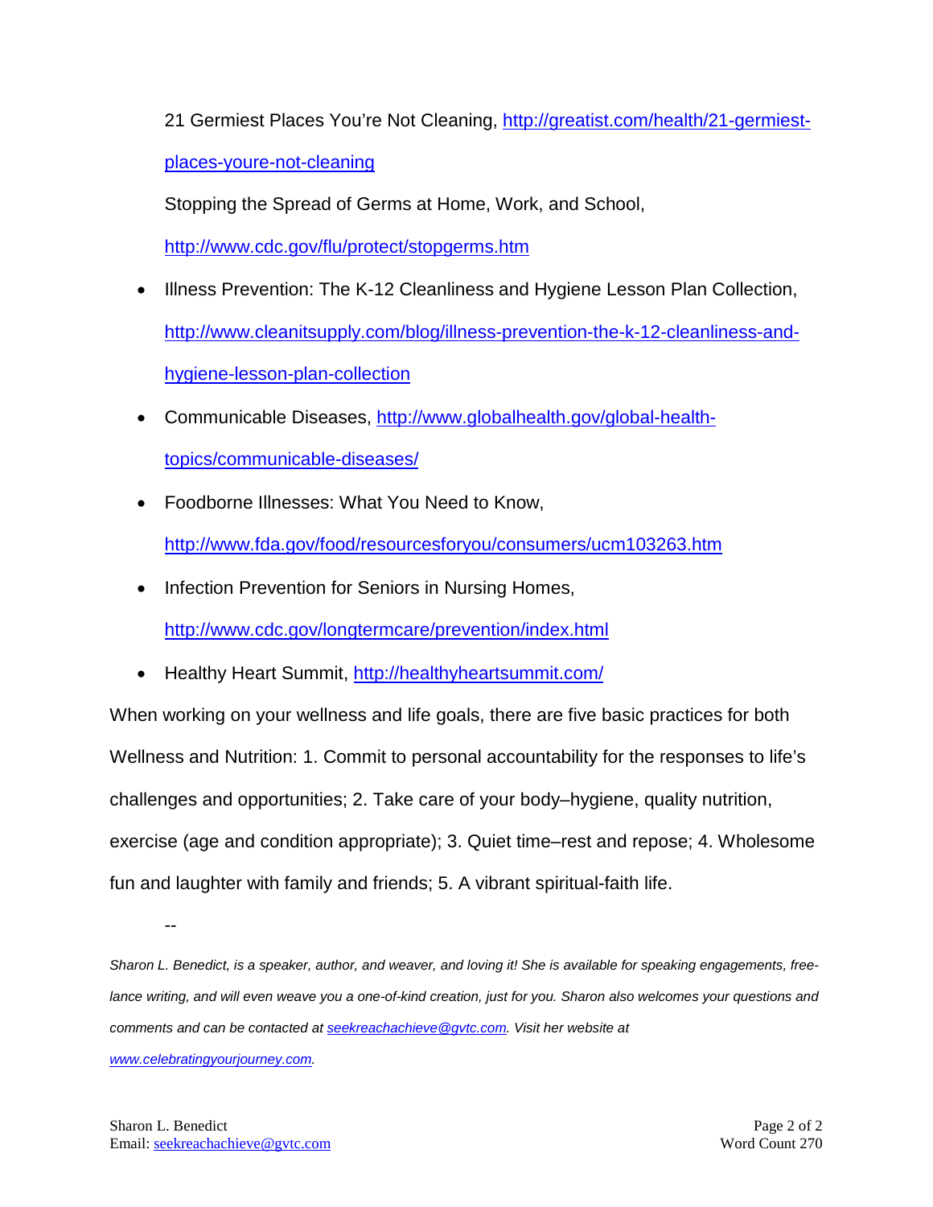21 Germiest Places You're Not Cleaning, [http://greatist.com/health/21-germiest-places-youre-not-cleaning](http://greatist.com/health/21-germiest-places-youre-not-cleaning)

Stopping the Spread of Germs at Home, Work, and School, [http://www.cdc.gov/flu/protect/stopgerms.htm](http://www.cdc.gov/flu/protect/stopgerms.htm)

- Illness Prevention: The K-12 Cleanliness and Hygiene Lesson Plan Collection, [http://www.cleanitsupply.com/blog/illness-prevention-the-k-12-cleanliness-and-hygiene-lesson-plan-collection](http://www.cleanitsupply.com/blog/illness-prevention-the-k-12-cleanliness-and-hygiene-lesson-plan-collection)
- Communicable Diseases, [http://www.globalhealth.gov/global-health-topics/communicable-diseases/](http://www.globalhealth.gov/global-health-topics/communicable-diseases/)
- Foodborne Illnesses: What You Need to Know, [http://www.fda.gov/food/resourcesforyou/consumers/ucm103263.htm](http://www.fda.gov/food/resourcesforyou/consumers/ucm103263.htm)
- Infection Prevention for Seniors in Nursing Homes, [http://www.cdc.gov/longtermcare/prevention/index.html](http://www.cdc.gov/longtermcare/prevention/index.html)
- Healthy Heart Summit, [http://healthyheartsummit.com/](http://healthyheartsummit.com/)

When working on your wellness and life goals, there are five basic practices for both Wellness and Nutrition: 1. Commit to personal accountability for the responses to life's challenges and opportunities; 2. Take care of your body–hygiene, quality nutrition, exercise (age and condition appropriate); 3. Quiet time–rest and repose; 4. Wholesome fun and laughter with family and friends; 5. A vibrant spiritual-faith life.

--

*Sharon L. Benedict, is a speaker, author, and weaver, and loving it! She is available for speaking engagements, free-lance writing, and will even weave you a one-of-kind creation, just for you. Sharon also welcomes your questions and comments and can be contacted at [seekreachachieve@gvtc.com](mailto:seekreachachieve@gvtc.com). Visit her website at [www.celebratingyourjourney.com](http://www.celebratingyourjourney.com).*

Word Count 270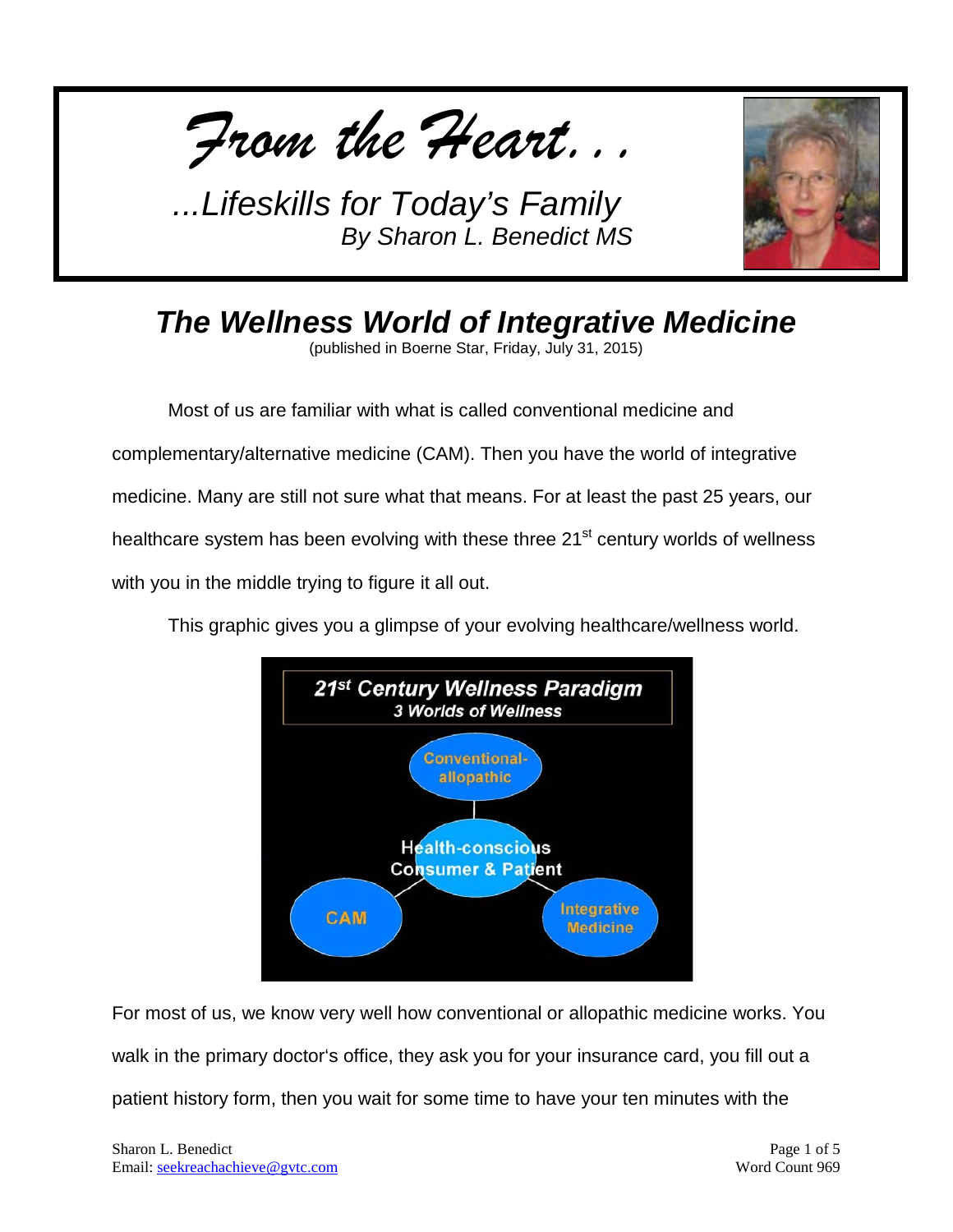# *From the Heart…*

*…Lifeskills for Today's Family*
*By Sharon L. Benedict MS*

## *The Wellness World of Integrative Medicine*

(published in Boerne Star, Friday, July 31, 2015)

Most of us are familiar with what is called conventional medicine and complementary/alternative medicine (CAM). Then you have the world of integrative medicine. Many are still not sure what that means. For at least the past 25 years, our healthcare system has been evolving with these three 21st century worlds of wellness with you in the middle trying to figure it all out.

This graphic gives you a glimpse of your evolving healthcare/wellness world.

**21st Century Wellness Paradigm**
**3 Worlds of Wellness**

Conventional-allopathic

Health-conscious Consumer & Patient

CAM

Integrative Medicine

For most of us, we know very well how conventional or allopathic medicine works. You walk in the primary doctor's office, they ask you for your insurance card, you fill out a patient history form, then you wait for some time to have your ten minutes with the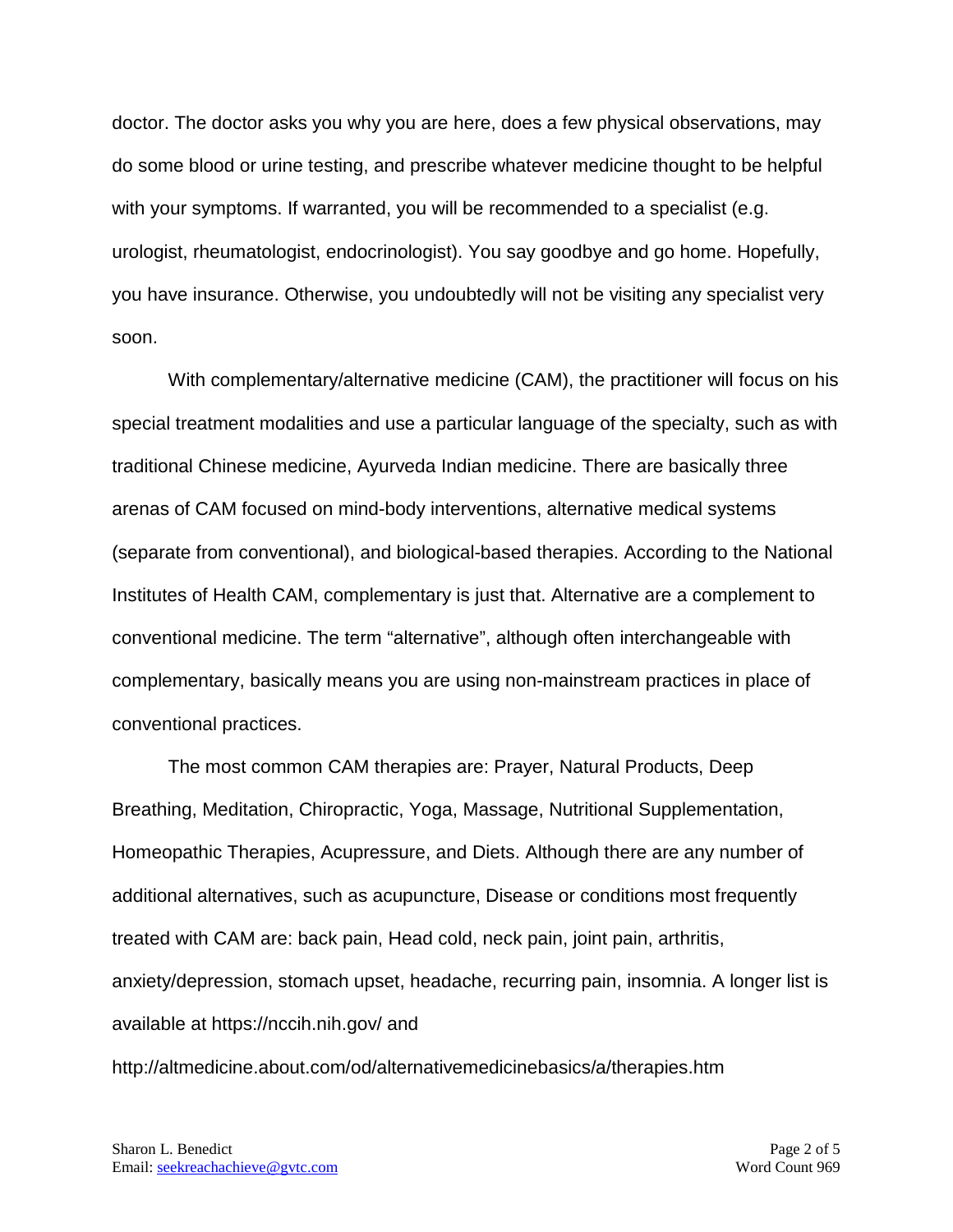doctor. The doctor asks you why you are here, does a few physical observations, may do some blood or urine testing, and prescribe whatever medicine thought to be helpful with your symptoms. If warranted, you will be recommended to a specialist (e.g. urologist, rheumatologist, endocrinologist). You say goodbye and go home. Hopefully, you have insurance. Otherwise, you undoubtedly will not be visiting any specialist very soon.

With complementary/alternative medicine (CAM), the practitioner will focus on his special treatment modalities and use a particular language of the specialty, such as with traditional Chinese medicine, Ayurveda Indian medicine. There are basically three arenas of CAM focused on mind-body interventions, alternative medical systems (separate from conventional), and biological-based therapies. According to the National Institutes of Health CAM, complementary is just that. Alternative are a complement to conventional medicine. The term "alternative", although often interchangeable with complementary, basically means you are using non-mainstream practices in place of conventional practices.

The most common CAM therapies are: Prayer, Natural Products, Deep Breathing, Meditation, Chiropractic, Yoga, Massage, Nutritional Supplementation, Homeopathic Therapies, Acupressure, and Diets. Although there are any number of additional alternatives, such as acupuncture, Disease or conditions most frequently treated with CAM are: back pain, Head cold, neck pain, joint pain, arthritis, anxiety/depression, stomach upset, headache, recurring pain, insomnia. A longer list is available at https://nccih.nih.gov/ and

http://altmedicine.about.com/od/alternativemedicinebasics/a/therapies.htm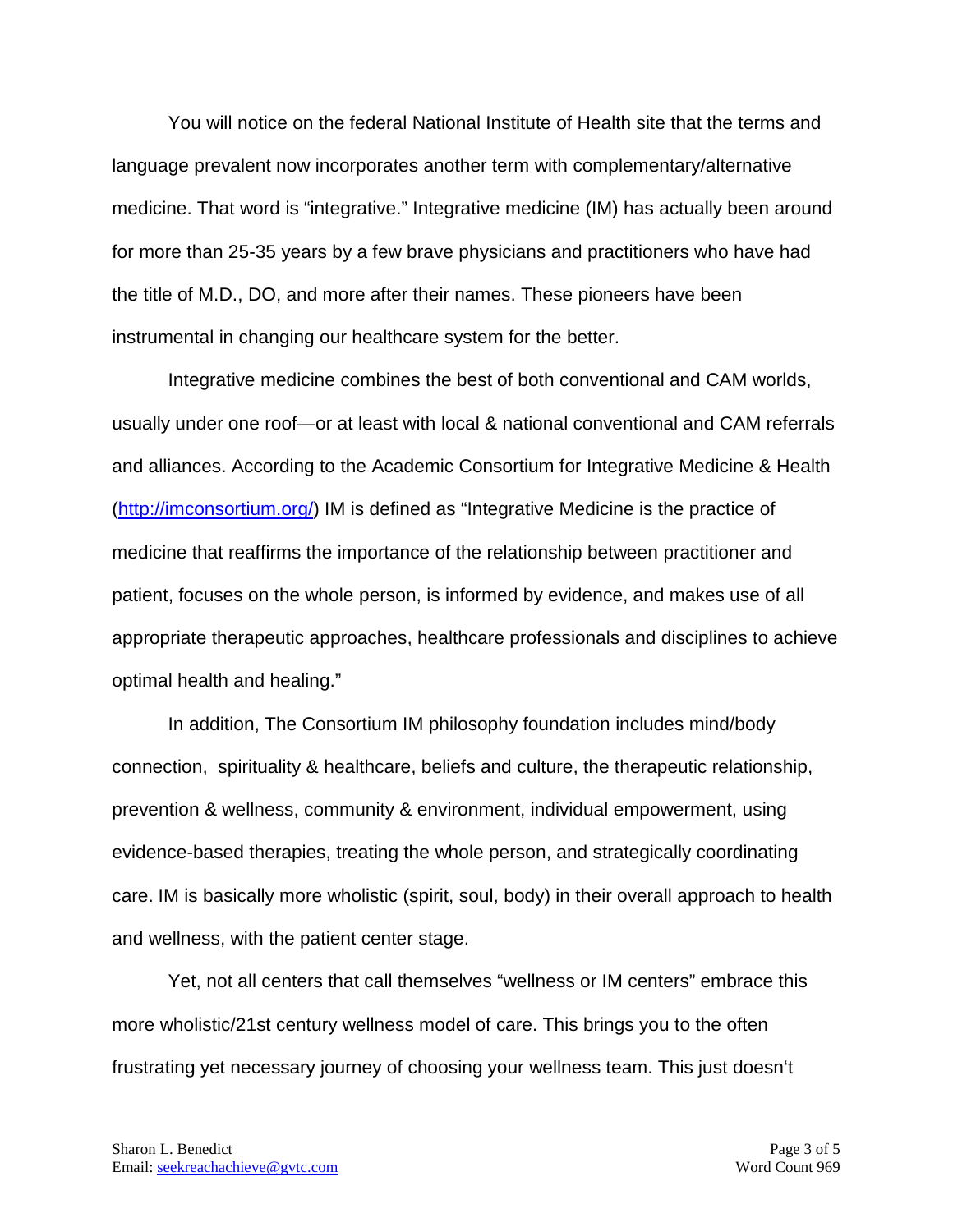You will notice on the federal National Institute of Health site that the terms and language prevalent now incorporates another term with complementary/alternative medicine. That word is "integrative." Integrative medicine (IM) has actually been around for more than 25-35 years by a few brave physicians and practitioners who have had the title of M.D., DO, and more after their names. These pioneers have been instrumental in changing our healthcare system for the better.

Integrative medicine combines the best of both conventional and CAM worlds, usually under one roof—or at least with local & national conventional and CAM referrals and alliances. According to the Academic Consortium for Integrative Medicine & Health (http://imconsortium.org/) IM is defined as "Integrative Medicine is the practice of medicine that reaffirms the importance of the relationship between practitioner and patient, focuses on the whole person, is informed by evidence, and makes use of all appropriate therapeutic approaches, healthcare professionals and disciplines to achieve optimal health and healing."

In addition, The Consortium IM philosophy foundation includes mind/body connection, spirituality & healthcare, beliefs and culture, the therapeutic relationship, prevention & wellness, community & environment, individual empowerment, using evidence-based therapies, treating the whole person, and strategically coordinating care. IM is basically more wholistic (spirit, soul, body) in their overall approach to health and wellness, with the patient center stage.

Yet, not all centers that call themselves "wellness or IM centers" embrace this more wholistic/21st century wellness model of care. This brings you to the often frustrating yet necessary journey of choosing your wellness team. This just doesn't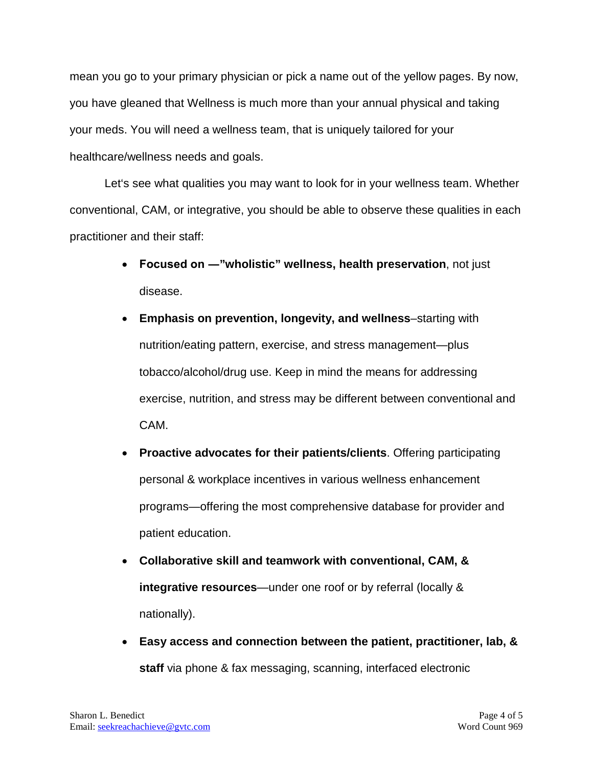mean you go to your primary physician or pick a name out of the yellow pages. By now, you have gleaned that Wellness is much more than your annual physical and taking your meds. You will need a wellness team, that is uniquely tailored for your healthcare/wellness needs and goals.

Let's see what qualities you may want to look for in your wellness team. Whether conventional, CAM, or integrative, you should be able to observe these qualities in each practitioner and their staff:

- **Focused on —"wholistic" wellness, health preservation**, not just disease.
- **Emphasis on prevention, longevity, and wellness**–starting with nutrition/eating pattern, exercise, and stress management—plus tobacco/alcohol/drug use. Keep in mind the means for addressing exercise, nutrition, and stress may be different between conventional and CAM.
- **Proactive advocates for their patients/clients**. Offering participating personal & workplace incentives in various wellness enhancement programs—offering the most comprehensive database for provider and patient education.
- **Collaborative skill and teamwork with conventional, CAM, & integrative resources**—under one roof or by referral (locally & nationally).
- **Easy access and connection between the patient, practitioner, lab, & staff** via phone & fax messaging, scanning, interfaced electronic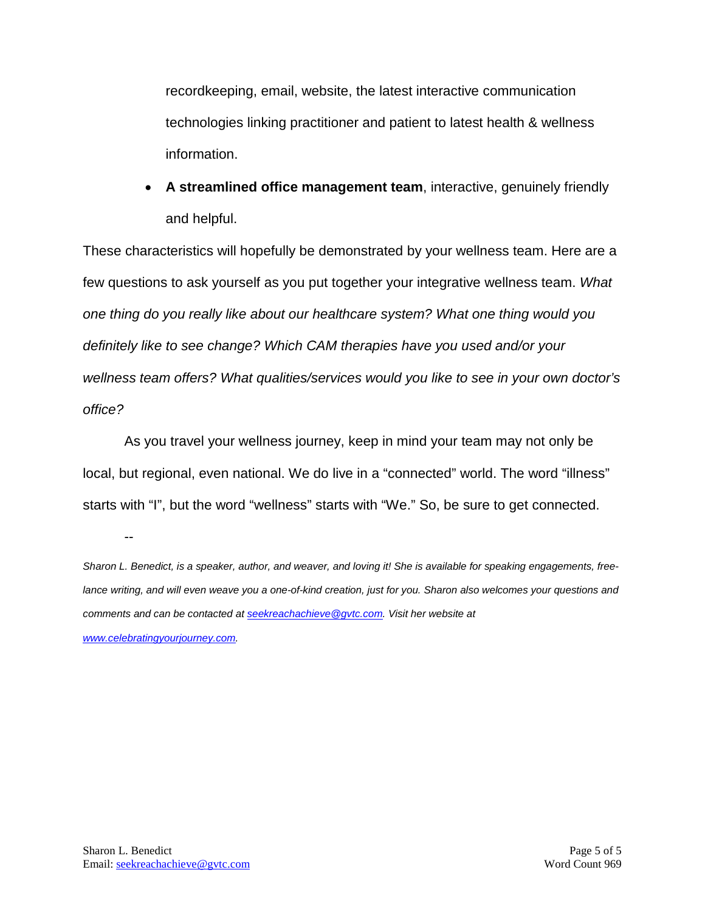recordkeeping, email, website, the latest interactive communication technologies linking practitioner and patient to latest health & wellness information.

- **A streamlined office management team**, interactive, genuinely friendly and helpful.

These characteristics will hopefully be demonstrated by your wellness team. Here are a few questions to ask yourself as you put together your integrative wellness team. *What one thing do you really like about our healthcare system? What one thing would you definitely like to see change? Which CAM therapies have you used and/or your wellness team offers? What qualities/services would you like to see in your own doctor's office?*

As you travel your wellness journey, keep in mind your team may not only be local, but regional, even national. We do live in a "connected" world. The word "illness" starts with "I", but the word "wellness" starts with "We." So, be sure to get connected.

--

*Sharon L. Benedict, is a speaker, author, and weaver, and loving it! She is available for speaking engagements, free-lance writing, and will even weave you a one-of-kind creation, just for you. Sharon also welcomes your questions and comments and can be contacted at seekreachachieve@gvtc.com. Visit her website at www.celebratingyourjourney.com.*